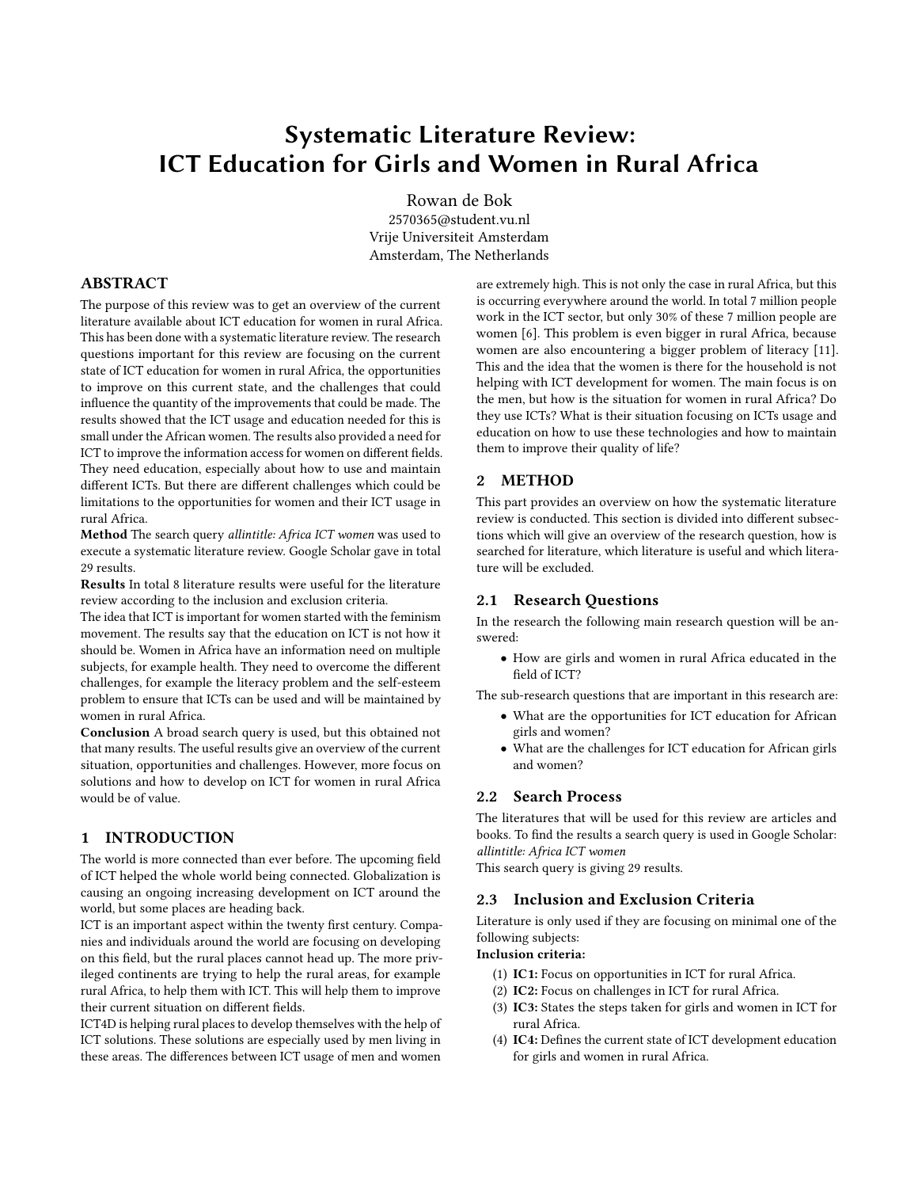# Systematic Literature Review: ICT Education for Girls and Women in Rural Africa

Rowan de Bok
2570365@student.vu.nl
Vrije Universiteit Amsterdam
Amsterdam, The Netherlands

## ABSTRACT

The purpose of this review was to get an overview of the current literature available about ICT education for women in rural Africa. This has been done with a systematic literature review. The research questions important for this review are focusing on the current state of ICT education for women in rural Africa, the opportunities to improve on this current state, and the challenges that could influence the quantity of the improvements that could be made. The results showed that the ICT usage and education needed for this is small under the African women. The results also provided a need for ICT to improve the information access for women on different fields. They need education, especially about how to use and maintain different ICTs. But there are different challenges which could be limitations to the opportunities for women and their ICT usage in rural Africa.

**Method** The search query *allintitle: Africa ICT women* was used to execute a systematic literature review. Google Scholar gave in total 29 results.

**Results** In total 8 literature results were useful for the literature review according to the inclusion and exclusion criteria.

The idea that ICT is important for women started with the feminism movement. The results say that the education on ICT is not how it should be. Women in Africa have an information need on multiple subjects, for example health. They need to overcome the different challenges, for example the literacy problem and the self-esteem problem to ensure that ICTs can be used and will be maintained by women in rural Africa.

**Conclusion** A broad search query is used, but this obtained not that many results. The useful results give an overview of the current situation, opportunities and challenges. However, more focus on solutions and how to develop on ICT for women in rural Africa would be of value.

## 1 INTRODUCTION

The world is more connected than ever before. The upcoming field of ICT helped the whole world being connected. Globalization is causing an ongoing increasing development on ICT around the world, but some places are heading back.

ICT is an important aspect within the twenty first century. Companies and individuals around the world are focusing on developing on this field, but the rural places cannot head up. The more privileged continents are trying to help the rural areas, for example rural Africa, to help them with ICT. This will help them to improve their current situation on different fields.

ICT4D is helping rural places to develop themselves with the help of ICT solutions. These solutions are especially used by men living in these areas. The differences between ICT usage of men and women are extremely high. This is not only the case in rural Africa, but this is occurring everywhere around the world. In total 7 million people work in the ICT sector, but only 30% of these 7 million people are women [6]. This problem is even bigger in rural Africa, because women are also encountering a bigger problem of literacy [11]. This and the idea that the women is there for the household is not helping with ICT development for women. The main focus is on the men, but how is the situation for women in rural Africa? Do they use ICTs? What is their situation focusing on ICTs usage and education on how to use these technologies and how to maintain them to improve their quality of life?

## 2 METHOD

This part provides an overview on how the systematic literature review is conducted. This section is divided into different subsections which will give an overview of the research question, how is searched for literature, which literature is useful and which literature will be excluded.

### 2.1 Research Questions

In the research the following main research question will be answered:

- How are girls and women in rural Africa educated in the field of ICT?

The sub-research questions that are important in this research are:

- What are the opportunities for ICT education for African girls and women?
- What are the challenges for ICT education for African girls and women?

### 2.2 Search Process

The literatures that will be used for this review are articles and books. To find the results a search query is used in Google Scholar: *allintitle: Africa ICT women*

This search query is giving 29 results.

### 2.3 Inclusion and Exclusion Criteria

Literature is only used if they are focusing on minimal one of the following subjects:

**Inclusion criteria:**

1. **IC1:** Focus on opportunities in ICT for rural Africa.
2. **IC2:** Focus on challenges in ICT for rural Africa.
3. **IC3:** States the steps taken for girls and women in ICT for rural Africa.
4. **IC4:** Defines the current state of ICT development education for girls and women in rural Africa.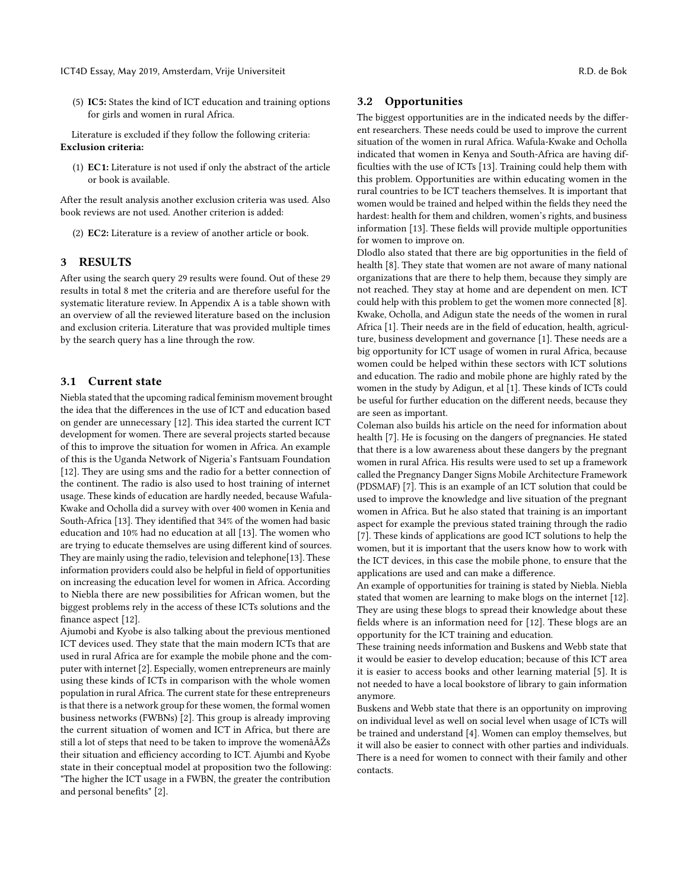(5) **IC5:** States the kind of ICT education and training options for girls and women in rural Africa.

Literature is excluded if they follow the following criteria:
**Exclusion criteria:**

(1) **EC1:** Literature is not used if only the abstract of the article or book is available.

After the result analysis another exclusion criteria was used. Also book reviews are not used. Another criterion is added:

(2) **EC2:** Literature is a review of another article or book.

## 3 RESULTS

After using the search query 29 results were found. Out of these 29 results in total 8 met the criteria and are therefore useful for the systematic literature review. In Appendix A is a table shown with an overview of all the reviewed literature based on the inclusion and exclusion criteria. Literature that was provided multiple times by the search query has a line through the row.

### 3.1 Current state

Niebla stated that the upcoming radical feminism movement brought the idea that the differences in the use of ICT and education based on gender are unnecessary [12]. This idea started the current ICT development for women. There are several projects started because of this to improve the situation for women in Africa. An example of this is the Uganda Network of Nigeria's Fantsuam Foundation [12]. They are using sms and the radio for a better connection of the continent. The radio is also used to host training of internet usage. These kinds of education are hardly needed, because Wafula-Kwake and Ocholla did a survey with over 400 women in Kenia and South-Africa [13]. They identified that 34% of the women had basic education and 10% had no education at all [13]. The women who are trying to educate themselves are using different kind of sources. They are mainly using the radio, television and telephone[13]. These information providers could also be helpful in field of opportunities on increasing the education level for women in Africa. According to Niebla there are new possibilities for African women, but the biggest problems rely in the access of these ICTs solutions and the finance aspect [12].

Ajumobi and Kyobe is also talking about the previous mentioned ICT devices used. They state that the main modern ICTs that are used in rural Africa are for example the mobile phone and the computer with internet [2]. Especially, women entrepreneurs are mainly using these kinds of ICTs in comparison with the whole women population in rural Africa. The current state for these entrepreneurs is that there is a network group for these women, the formal women business networks (FWBNs) [2]. This group is already improving the current situation of women and ICT in Africa, but there are still a lot of steps that need to be taken to improve the womenâĂŹs their situation and efficiency according to ICT. Ajumbi and Kyobe state in their conceptual model at proposition two the following: "The higher the ICT usage in a FWBN, the greater the contribution and personal benefits" [2].

### 3.2 Opportunities

The biggest opportunities are in the indicated needs by the different researchers. These needs could be used to improve the current situation of the women in rural Africa. Wafula-Kwake and Ocholla indicated that women in Kenya and South-Africa are having difficulties with the use of ICTs [13]. Training could help them with this problem. Opportunities are within educating women in the rural countries to be ICT teachers themselves. It is important that women would be trained and helped within the fields they need the hardest: health for them and children, women's rights, and business information [13]. These fields will provide multiple opportunities for women to improve on.

Dlodlo also stated that there are big opportunities in the field of health [8]. They state that women are not aware of many national organizations that are there to help them, because they simply are not reached. They stay at home and are dependent on men. ICT could help with this problem to get the women more connected [8].

Kwake, Ocholla, and Adigun state the needs of the women in rural Africa [1]. Their needs are in the field of education, health, agriculture, business development and governance [1]. These needs are a big opportunity for ICT usage of women in rural Africa, because women could be helped within these sectors with ICT solutions and education. The radio and mobile phone are highly rated by the women in the study by Adigun, et al [1]. These kinds of ICTs could be useful for further education on the different needs, because they are seen as important.

Coleman also builds his article on the need for information about health [7]. He is focusing on the dangers of pregnancies. He stated that there is a low awareness about these dangers by the pregnant women in rural Africa. His results were used to set up a framework called the Pregnancy Danger Signs Mobile Architecture Framework (PDSMAF) [7]. This is an example of an ICT solution that could be used to improve the knowledge and live situation of the pregnant women in Africa. But he also stated that training is an important aspect for example the previous stated training through the radio [7]. These kinds of applications are good ICT solutions to help the women, but it is important that the users know how to work with the ICT devices, in this case the mobile phone, to ensure that the applications are used and can make a difference.

An example of opportunities for training is stated by Niebla. Niebla stated that women are learning to make blogs on the internet [12]. They are using these blogs to spread their knowledge about these fields where is an information need for [12]. These blogs are an opportunity for the ICT training and education.

These training needs information and Buskens and Webb state that it would be easier to develop education; because of this ICT area it is easier to access books and other learning material [5]. It is not needed to have a local bookstore of library to gain information anymore.

Buskens and Webb state that there is an opportunity on improving on individual level as well on social level when usage of ICTs will be trained and understand [4]. Women can employ themselves, but it will also be easier to connect with other parties and individuals. There is a need for women to connect with their family and other contacts.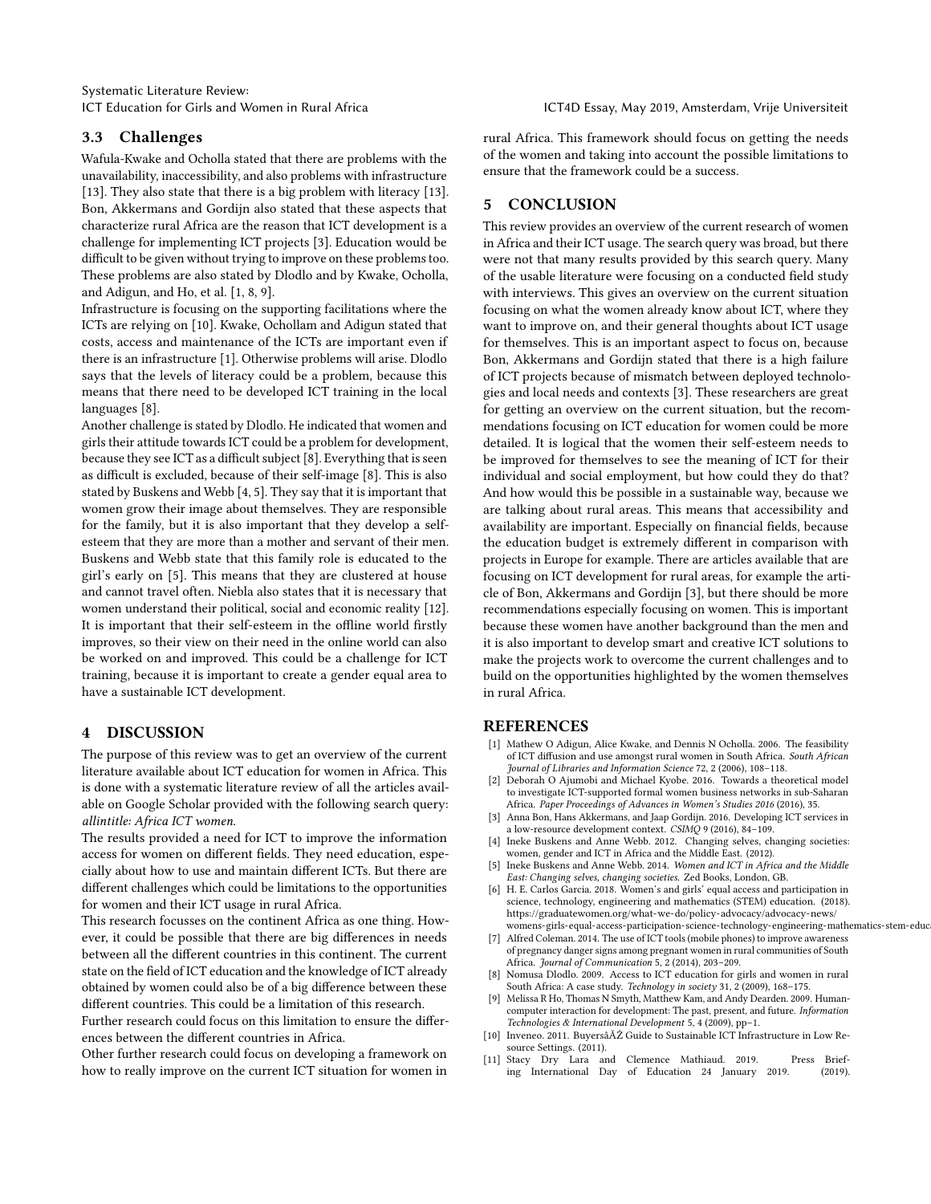### 3.3 Challenges

Wafula-Kwake and Ocholla stated that there are problems with the unavailability, inaccessibility, and also problems with infrastructure [13]. They also state that there is a big problem with literacy [13]. Bon, Akkermans and Gordijn also stated that these aspects that characterize rural Africa are the reason that ICT development is a challenge for implementing ICT projects [3]. Education would be difficult to be given without trying to improve on these problems too. These problems are also stated by Dlodlo and by Kwake, Ocholla, and Adigun, and Ho, et al. [1, 8, 9].

Infrastructure is focusing on the supporting facilitations where the ICTs are relying on [10]. Kwake, Ochollam and Adigun stated that costs, access and maintenance of the ICTs are important even if there is an infrastructure [1]. Otherwise problems will arise. Dlodlo says that the levels of literacy could be a problem, because this means that there need to be developed ICT training in the local languages [8].

Another challenge is stated by Dlodlo. He indicated that women and girls their attitude towards ICT could be a problem for development, because they see ICT as a difficult subject [8]. Everything that is seen as difficult is excluded, because of their self-image [8]. This is also stated by Buskens and Webb [4, 5]. They say that it is important that women grow their image about themselves. They are responsible for the family, but it is also important that they develop a self-esteem that they are more than a mother and servant of their men. Buskens and Webb state that this family role is educated to the girl's early on [5]. This means that they are clustered at house and cannot travel often. Niebla also states that it is necessary that women understand their political, social and economic reality [12]. It is important that their self-esteem in the offline world firstly improves, so their view on their need in the online world can also be worked on and improved. This could be a challenge for ICT training, because it is important to create a gender equal area to have a sustainable ICT development.

## 4 DISCUSSION

The purpose of this review was to get an overview of the current literature available about ICT education for women in Africa. This is done with a systematic literature review of all the articles available on Google Scholar provided with the following search query: *allintitle: Africa ICT women.*

The results provided a need for ICT to improve the information access for women on different fields. They need education, especially about how to use and maintain different ICTs. But there are different challenges which could be limitations to the opportunities for women and their ICT usage in rural Africa.

This research focusses on the continent Africa as one thing. However, it could be possible that there are big differences in needs between all the different countries in this continent. The current state on the field of ICT education and the knowledge of ICT already obtained by women could also be of a big difference between these different countries. This could be a limitation of this research.

Further research could focus on this limitation to ensure the differences between the different countries in Africa.

Other further research could focus on developing a framework on how to really improve on the current ICT situation for women in rural Africa. This framework should focus on getting the needs of the women and taking into account the possible limitations to ensure that the framework could be a success.

## 5 CONCLUSION

This review provides an overview of the current research of women in Africa and their ICT usage. The search query was broad, but there were not that many results provided by this search query. Many of the usable literature were focusing on a conducted field study with interviews. This gives an overview on the current situation focusing on what the women already know about ICT, where they want to improve on, and their general thoughts about ICT usage for themselves. This is an important aspect to focus on, because Bon, Akkermans and Gordijn stated that there is a high failure of ICT projects because of mismatch between deployed technologies and local needs and contexts [3]. These researchers are great for getting an overview on the current situation, but the recommendations focusing on ICT education for women could be more detailed. It is logical that the women their self-esteem needs to be improved for themselves to see the meaning of ICT for their individual and social employment, but how could they do that? And how would this be possible in a sustainable way, because we are talking about rural areas. This means that accessibility and availability are important. Especially on financial fields, because the education budget is extremely different in comparison with projects in Europe for example. There are articles available that are focusing on ICT development for rural areas, for example the article of Bon, Akkermans and Gordijn [3], but there should be more recommendations especially focusing on women. This is important because these women have another background than the men and it is also important to develop smart and creative ICT solutions to make the projects work to overcome the current challenges and to build on the opportunities highlighted by the women themselves in rural Africa.

## REFERENCES

[1] Mathew O Adigun, Alice Kwake, and Dennis N Ocholla. 2006. The feasibility of ICT diffusion and use amongst rural women in South Africa. *South African Journal of Libraries and Information Science* 72, 2 (2006), 108–118.

[2] Deborah O Ajumobi and Michael Kyobe. 2016. Towards a theoretical model to investigate ICT-supported formal women business networks in sub-Saharan Africa. *Paper Proceedings of Advances in Women's Studies 2016* (2016), 35.

[3] Anna Bon, Hans Akkermans, and Jaap Gordijn. 2016. Developing ICT services in a low-resource development context. *CSIMQ* 9 (2016), 84–109.

[4] Ineke Buskens and Anne Webb. 2012. Changing selves, changing societies: women, gender and ICT in Africa and the Middle East. (2012).

[5] Ineke Buskens and Anne Webb. 2014. *Women and ICT in Africa and the Middle East: Changing selves, changing societies.* Zed Books, London, GB.

[6] H. E. Carlos Garcia. 2018. Women's and girls' equal access and participation in science, technology, engineering and mathematics (STEM) education. (2018). https://graduatewomen.org/what-we-do/policy-advocacy/advocacy-news/womens-girls-equal-access-participation-science-technology-engineering-mathematics-stem-educ

[7] Alfred Coleman. 2014. The use of ICT tools (mobile phones) to improve awareness of pregnancy danger signs among pregnant women in rural communities of South Africa. *Journal of Communication* 5, 2 (2014), 203–209.

[8] Nomusa Dlodlo. 2009. Access to ICT education for girls and women in rural South Africa: A case study. *Technology in society* 31, 2 (2009), 168–175.

[9] Melissa R Ho, Thomas N Smyth, Matthew Kam, and Andy Dearden. 2009. Human-computer interaction for development: The past, present, and future. *Information Technologies & International Development* 5, 4 (2009), pp–1.

[10] Inveneo. 2011. BuyersâĂŹ Guide to Sustainable ICT Infrastructure in Low Resource Settings. (2011).

[11] Stacy Dry Lara and Clemence Mathiaud. 2019. Press Briefing International Day of Education 24 January 2019. (2019).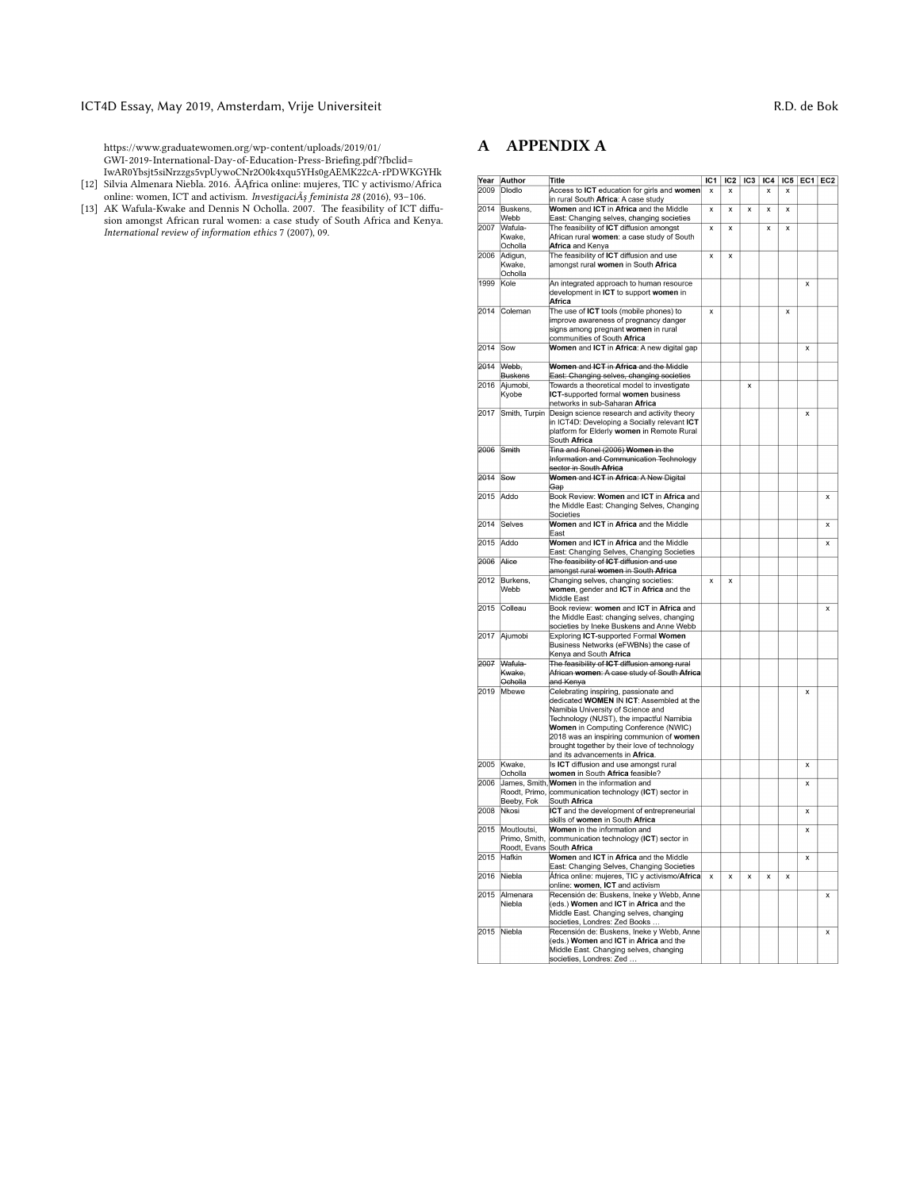https://www.graduatewomen.org/wp-content/uploads/2019/01/GWI-2019-International-Day-of-Education-Press-Briefing.pdf?fbclid=IwAR0Ybsjt5siNrzzgs5vpUywoCNr2O0k4xqu5YHs0gAEMK22cA-rPDWKGYHk

[12] Silvia Almenara Niebla. 2016. ÂĄfrica online: mujeres, TIC y activismo/Africa online: women, ICT and activism. *InvestigaciÃş feminista 28* (2016), 93–106.

[13] AK Wafula-Kwake and Dennis N Ocholla. 2007. The feasibility of ICT diffusion amongst African rural women: a case study of South Africa and Kenya. *International review of information ethics* 7 (2007), 09.

# A APPENDIX A

| Year | Author | Title | IC1 | IC2 | IC3 | IC4 | IC5 | EC1 | EC2 |
|---|---|---|---|---|---|---|---|---|---|
| 2009 | Dlodlo | Access to **ICT** education for girls and **women** in rural South **Africa**: A case study | x | x | | x | x | | |
| 2014 | Buskens, Webb | **Women** and **ICT** in **Africa** and the Middle East: Changing selves, changing societies | x | x | x | x | x | | |
| 2007 | Wafula-Kwake, Ocholla | The feasibility of **ICT** diffusion amongst African rural **women**: a case study of South **Africa** and Kenya | x | x | | x | x | | |
| 2006 | Adigun, Kwake, Ocholla | The feasibility of **ICT** diffusion and use amongst rural **women** in South **Africa** | x | x | | | | | |
| 1999 | Kole | An integrated approach to human resource development in **ICT** to support **women** in **Africa** | | | | | | x | |
| 2014 | Coleman | The use of **ICT** tools (mobile phones) to improve awareness of pregnancy danger signs among pregnant **women** in rural communities of South **Africa** | x | | | | x | | |
| 2014 | Sow | **Women** and **ICT** in **Africa**: A new digital gap | | | | | | x | |
| ~~2014~~ | ~~Webb, Buskens~~ | ~~**Women** and **ICT** in **Africa** and the Middle East: Changing selves, changing societies~~ | | | | | | | |
| 2016 | Ajumobi, Kyobe | Towards a theoretical model to investigate **ICT**-supported formal **women** business networks in sub-Saharan **Africa** | | | x | | | | |
| 2017 | Smith, Turpin | Design science research and activity theory in ICT4D: Developing a Socially relevant **ICT** platform for Elderly **women** in Remote Rural South **Africa** | | | | | | x | |
| ~~2006~~ | ~~Smith~~ | ~~Tina and Ronel (2006) **Women** in the Information and Communication Technology sector in South **Africa**~~ | | | | | | | |
| ~~2014~~ | ~~Sow~~ | ~~**Women** and **ICT** in **Africa**: A New Digital Gap~~ | | | | | | | |
| 2015 | Addo | Book Review: **Women** and **ICT** in **Africa** and the Middle East: Changing Selves, Changing Societies | | | | | | | x |
| 2014 | Selves | **Women** and **ICT** in **Africa** and the Middle East | | | | | | | x |
| 2015 | Addo | **Women** and **ICT** in **Africa** and the Middle East: Changing Selves, Changing Societies | | | | | | | x |
| ~~2006~~ | ~~Alice~~ | ~~The feasibility of **ICT** diffusion and use amongst rural **women** in South **Africa**~~ | | | | | | | |
| 2012 | Burkens, Webb | Changing selves, changing societies: **women**, gender and **ICT** in **Africa** and the Middle East | x | x | | | | | |
| 2015 | Colleau | Book review: **women** and **ICT** in **Africa** and the Middle East: changing selves, changing societies by Ineke Buskens and Anne Webb | | | | | | | x |
| 2017 | Ajumobi | Exploring **ICT**-supported Formal **Women** Business Networks (eFWBNs) the case of Kenya and South **Africa** | | | | | | | |
| ~~2007~~ | ~~Wafula-Kwake, Ocholla~~ | ~~The feasibility of **ICT** diffusion among rural African **women**: A case study of South **Africa** and Kenya~~ | | | | | | | |
| 2019 | Mbewe | Celebrating inspiring, passionate and dedicated **WOMEN** IN **ICT**: Assembled at the Namibia University of Science and Technology (NUST), the impactful Namibia **Women** in Computing Conference (NWIC) 2018 was an inspiring communion of **women** brought together by their love of technology and its advancements in **Africa**. | | | | | | x | |
| 2005 | Kwake, Ocholla | Is **ICT** diffusion and use amongst rural **women** in South **Africa** feasible? | | | | | | x | |
| 2006 | James, Smith, Roodt, Primo, Beeby, Fok | **Women** in the information and communication technology (**ICT**) sector in South **Africa** | | | | | | x | |
| 2008 | Nkosi | **ICT** and the development of entrepreneurial skills of **women** in South **Africa** | | | | | | x | |
| 2015 | Moutloutsi, Primo, Smith, Roodt, Evans | **Women** in the information and communication technology (**ICT**) sector in South **Africa** | | | | | | x | |
| 2015 | Hafkin | **Women** and **ICT** in **Africa** and the Middle East: Changing Selves, Changing Societies | | | | | | x | |
| 2016 | Niebla | África online: mujeres, TIC y activismo/**Africa** online: **women**, **ICT** and activism | x | x | x | x | x | | |
| 2015 | Almenara Niebla | Recensión de: Buskens, Ineke y Webb, Anne (eds.) **Women** and **ICT** in **Africa** and the Middle East. Changing selves, changing societies, Londres: Zed Books … | | | | | | | x |
| 2015 | Niebla | Recensión de: Buskens, Ineke y Webb, Anne (eds.) **Women** and **ICT** in **Africa** and the Middle East. Changing selves, changing societies, Londres: Zed … | | | | | | | x |